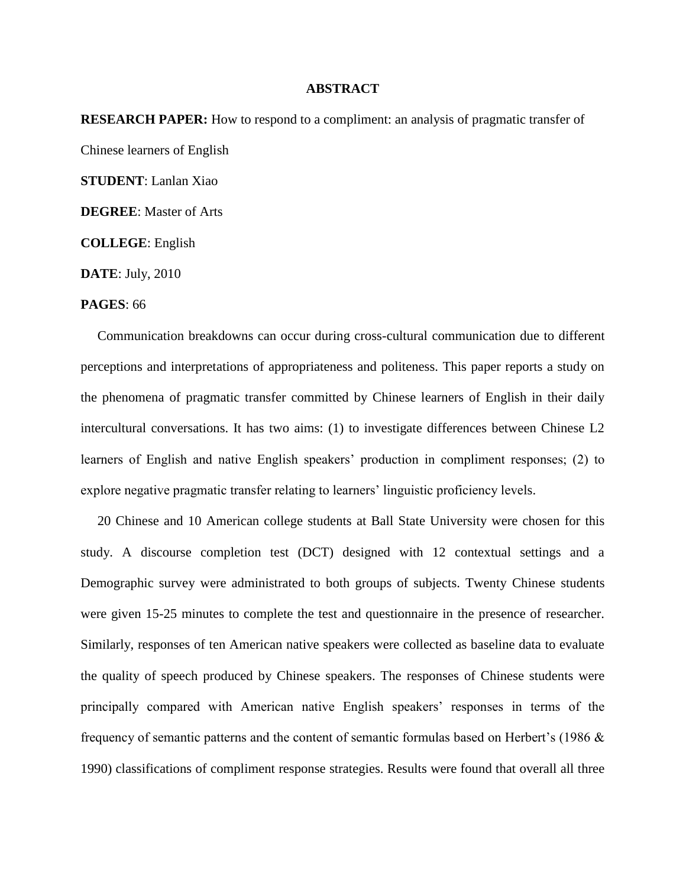# ABSTRACT

**RESEARCH PAPER:** How to respond to a compliment: an analysis of pragmatic transfer of Chinese learners of English

**STUDENT**: Lanlan Xiao

**DEGREE**: Master of Arts

**COLLEGE**: English

**DATE**: July, 2010

**PAGES**: 66

Communication breakdowns can occur during cross-cultural communication due to different perceptions and interpretations of appropriateness and politeness. This paper reports a study on the phenomena of pragmatic transfer committed by Chinese learners of English in their daily intercultural conversations. It has two aims: (1) to investigate differences between Chinese L2 learners of English and native English speakers' production in compliment responses; (2) to explore negative pragmatic transfer relating to learners' linguistic proficiency levels.

20 Chinese and 10 American college students at Ball State University were chosen for this study. A discourse completion test (DCT) designed with 12 contextual settings and a Demographic survey were administrated to both groups of subjects. Twenty Chinese students were given 15-25 minutes to complete the test and questionnaire in the presence of researcher. Similarly, responses of ten American native speakers were collected as baseline data to evaluate the quality of speech produced by Chinese speakers. The responses of Chinese students were principally compared with American native English speakers' responses in terms of the frequency of semantic patterns and the content of semantic formulas based on Herbert's (1986 & 1990) classifications of compliment response strategies. Results were found that overall all three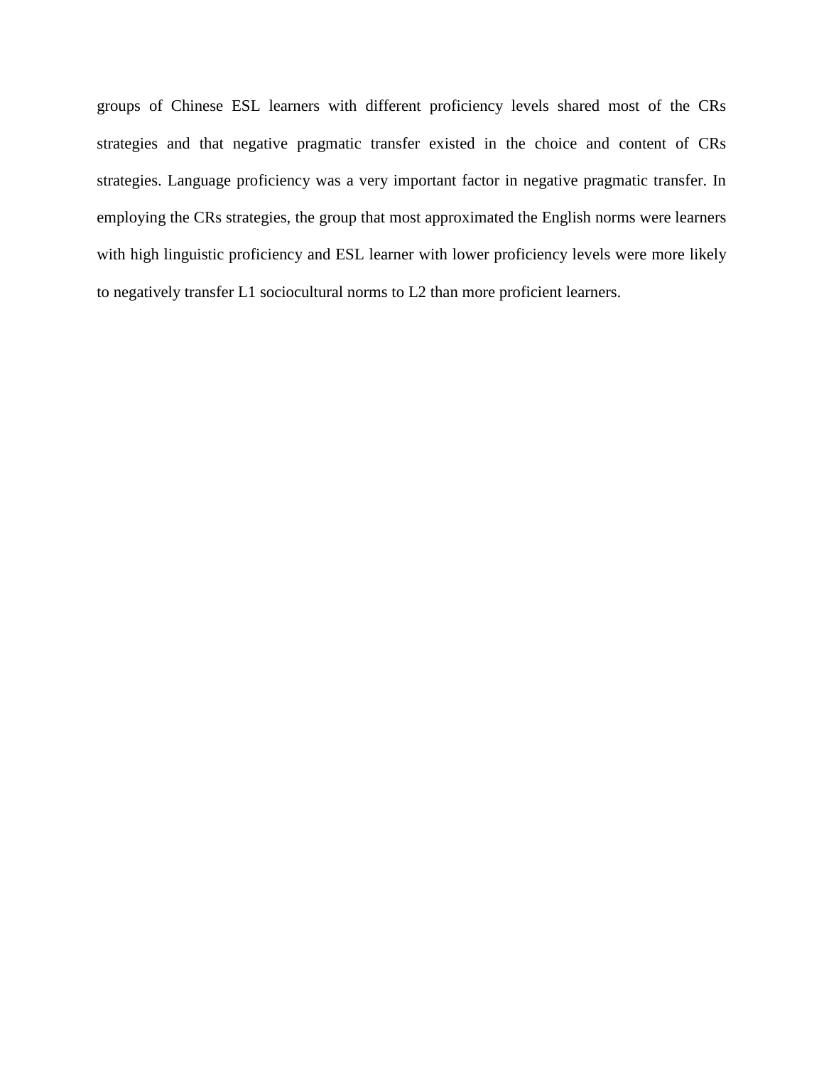groups of Chinese ESL learners with different proficiency levels shared most of the CRs strategies and that negative pragmatic transfer existed in the choice and content of CRs strategies. Language proficiency was a very important factor in negative pragmatic transfer. In employing the CRs strategies, the group that most approximated the English norms were learners with high linguistic proficiency and ESL learner with lower proficiency levels were more likely to negatively transfer L1 sociocultural norms to L2 than more proficient learners.